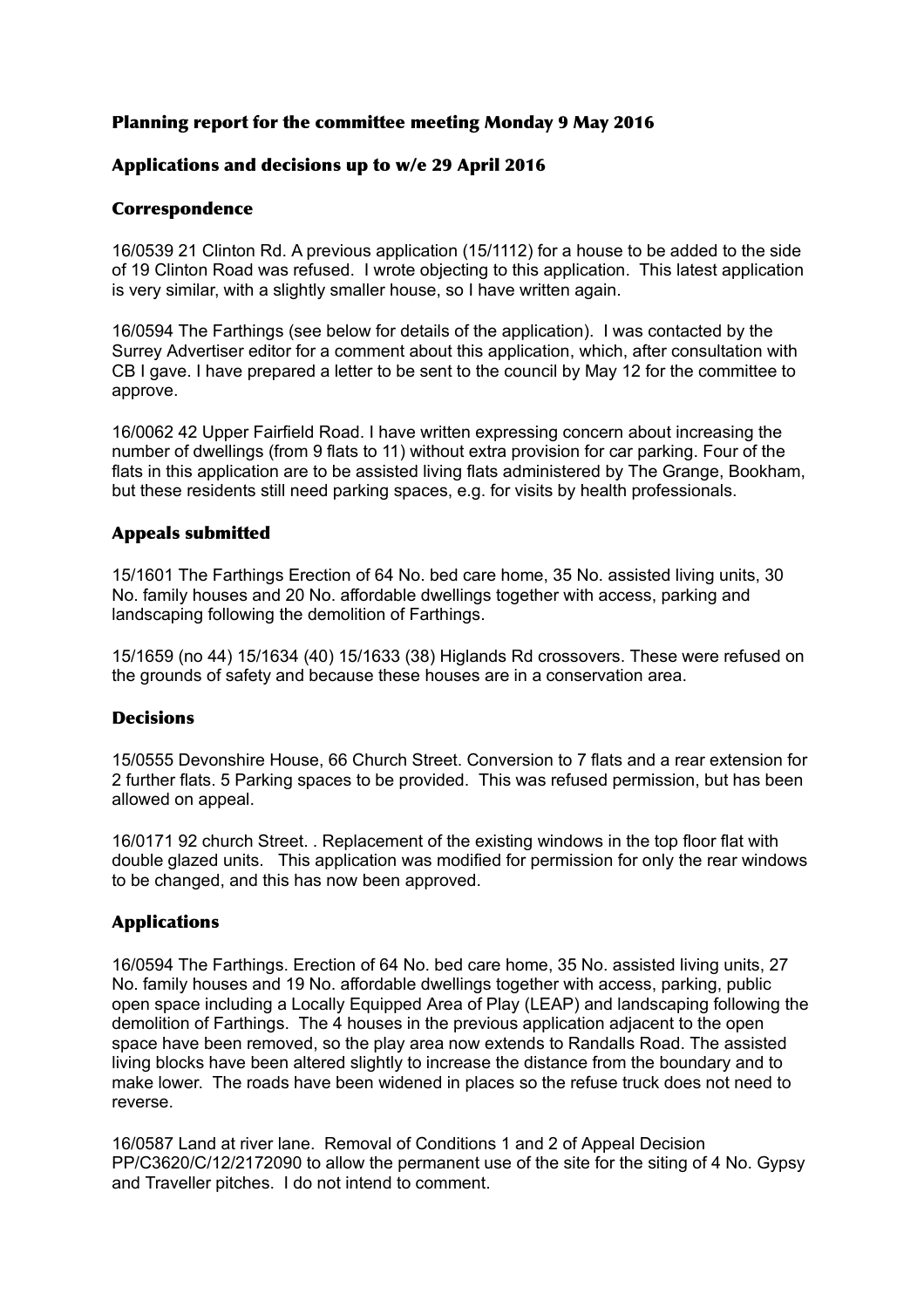# Planning report for the committee meeting Monday 9 May 2016

## Applications and decisions up to w/e 29 April 2016

### Correspondence

16/0539 21 Clinton Rd. A previous application (15/1112) for a house to be added to the side of 19 Clinton Road was refused. I wrote objecting to this application. This latest application is very similar, with a slightly smaller house, so I have written again.

16/0594 The Farthings (see below for details of the application). I was contacted by the Surrey Advertiser editor for a comment about this application, which, after consultation with CB I gave. I have prepared a letter to be sent to the council by May 12 for the committee to approve.

16/0062 42 Upper Fairfield Road. I have written expressing concern about increasing the number of dwellings (from 9 flats to 11) without extra provision for car parking. Four of the flats in this application are to be assisted living flats administered by The Grange, Bookham, but these residents still need parking spaces, e.g. for visits by health professionals.

### Appeals submitted

15/1601 The Farthings Erection of 64 No. bed care home, 35 No. assisted living units, 30 No. family houses and 20 No. affordable dwellings together with access, parking and landscaping following the demolition of Farthings.

15/1659 (no 44) 15/1634 (40) 15/1633 (38) Higlands Rd crossovers. These were refused on the grounds of safety and because these houses are in a conservation area.

### Decisions

15/0555 Devonshire House, 66 Church Street. Conversion to 7 flats and a rear extension for 2 further flats. 5 Parking spaces to be provided. This was refused permission, but has been allowed on appeal.

16/0171 92 church Street. . Replacement of the existing windows in the top floor flat with double glazed units. This application was modified for permission for only the rear windows to be changed, and this has now been approved.

### Applications

16/0594 The Farthings. Erection of 64 No. bed care home, 35 No. assisted living units, 27 No. family houses and 19 No. affordable dwellings together with access, parking, public open space including a Locally Equipped Area of Play (LEAP) and landscaping following the demolition of Farthings. The 4 houses in the previous application adjacent to the open space have been removed, so the play area now extends to Randalls Road. The assisted living blocks have been altered slightly to increase the distance from the boundary and to make lower. The roads have been widened in places so the refuse truck does not need to reverse.

16/0587 Land at river lane. Removal of Conditions 1 and 2 of Appeal Decision PP/C3620/C/12/2172090 to allow the permanent use of the site for the siting of 4 No. Gypsy and Traveller pitches. I do not intend to comment.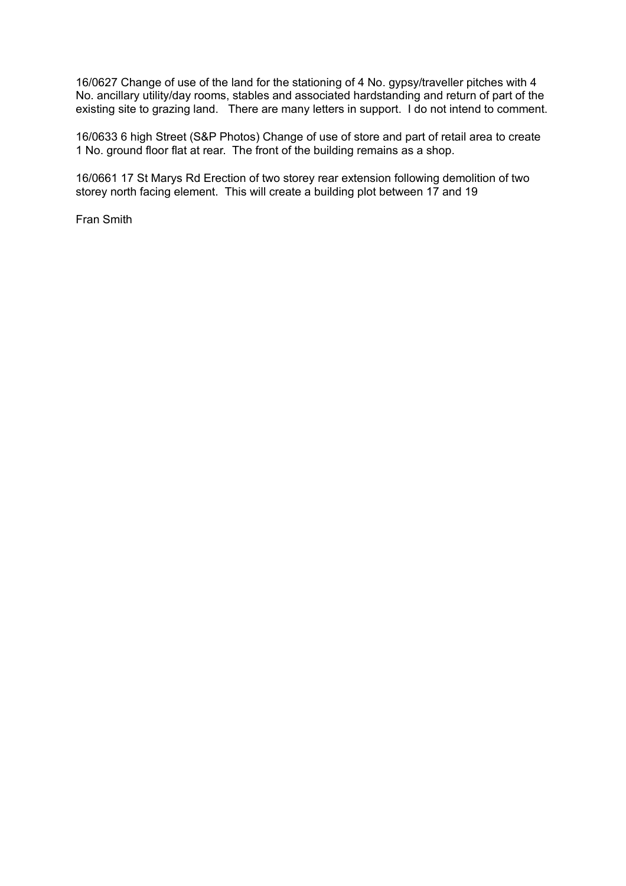16/0627 Change of use of the land for the stationing of 4 No. gypsy/traveller pitches with 4 No. ancillary utility/day rooms, stables and associated hardstanding and return of part of the existing site to grazing land. There are many letters in support. I do not intend to comment.

16/0633 6 high Street (S&P Photos) Change of use of store and part of retail area to create 1 No. ground floor flat at rear. The front of the building remains as a shop.

16/0661 17 St Marys Rd Erection of two storey rear extension following demolition of two storey north facing element. This will create a building plot between 17 and 19

Fran Smith